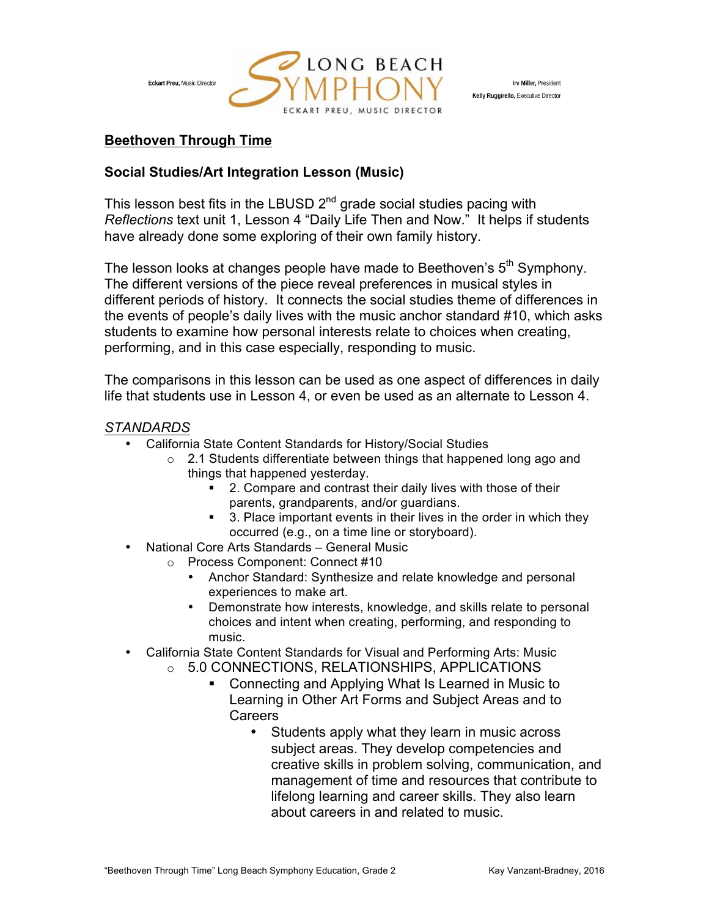Eckart Preu, Music Director

LONG BEACH SYMPHONY
ECKART PREU, MUSIC DIRECTOR

Irv Miller, President
Kelly Ruggirello, Executive Director

**Beethoven Through Time**

**Social Studies/Art Integration Lesson (Music)**

This lesson best fits in the LBUSD 2nd grade social studies pacing with *Reflections* text unit 1, Lesson 4 "Daily Life Then and Now." It helps if students have already done some exploring of their own family history.

The lesson looks at changes people have made to Beethoven's 5th Symphony. The different versions of the piece reveal preferences in musical styles in different periods of history. It connects the social studies theme of differences in the events of people's daily lives with the music anchor standard #10, which asks students to examine how personal interests relate to choices when creating, performing, and in this case especially, responding to music.

The comparisons in this lesson can be used as one aspect of differences in daily life that students use in Lesson 4, or even be used as an alternate to Lesson 4.

*STANDARDS*

- California State Content Standards for History/Social Studies
  - 2.1 Students differentiate between things that happened long ago and things that happened yesterday.
    - 2. Compare and contrast their daily lives with those of their parents, grandparents, and/or guardians.
    - 3. Place important events in their lives in the order in which they occurred (e.g., on a time line or storyboard).
- National Core Arts Standards – General Music
  - Process Component: Connect #10
    - Anchor Standard: Synthesize and relate knowledge and personal experiences to make art.
    - Demonstrate how interests, knowledge, and skills relate to personal choices and intent when creating, performing, and responding to music.
- California State Content Standards for Visual and Performing Arts: Music
  - 5.0 CONNECTIONS, RELATIONSHIPS, APPLICATIONS
    - Connecting and Applying What Is Learned in Music to Learning in Other Art Forms and Subject Areas and to Careers
      - Students apply what they learn in music across subject areas. They develop competencies and creative skills in problem solving, communication, and management of time and resources that contribute to lifelong learning and career skills. They also learn about careers in and related to music.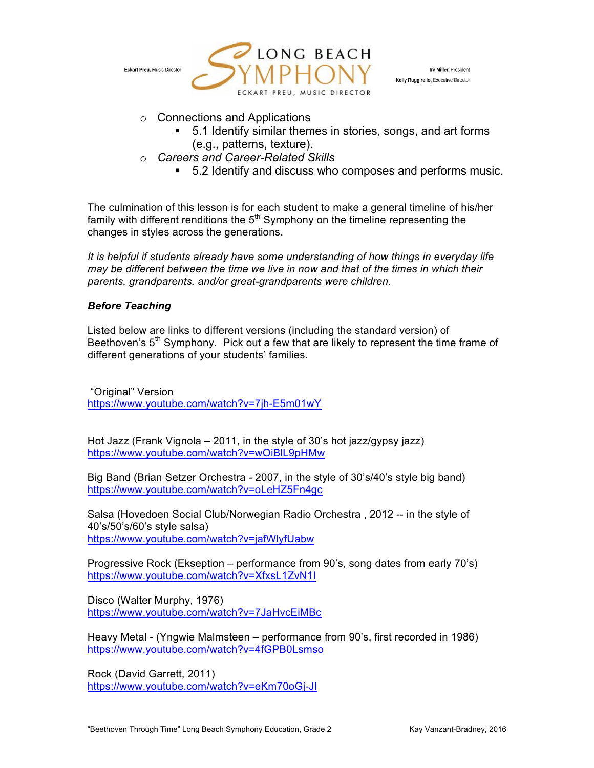- Connections and Applications
  - 5.1 Identify similar themes in stories, songs, and art forms (e.g., patterns, texture).
- *Careers and Career-Related Skills*
  - 5.2 Identify and discuss who composes and performs music.

The culmination of this lesson is for each student to make a general timeline of his/her family with different renditions the 5th Symphony on the timeline representing the changes in styles across the generations.

*It is helpful if students already have some understanding of how things in everyday life may be different between the time we live in now and that of the times in which their parents, grandparents, and/or great-grandparents were children.*

### *Before Teaching*

Listed below are links to different versions (including the standard version) of Beethoven's 5th Symphony. Pick out a few that are likely to represent the time frame of different generations of your students' families.

"Original" Version
https://www.youtube.com/watch?v=7jh-E5m01wY

Hot Jazz (Frank Vignola – 2011, in the style of 30's hot jazz/gypsy jazz)
https://www.youtube.com/watch?v=wOiBlL9pHMw

Big Band (Brian Setzer Orchestra - 2007, in the style of 30's/40's style big band)
https://www.youtube.com/watch?v=oLeHZ5Fn4gc

Salsa (Hovedoen Social Club/Norwegian Radio Orchestra , 2012 -- in the style of 40's/50's/60's style salsa)
https://www.youtube.com/watch?v=jafWlyfUabw

Progressive Rock (Ekseption – performance from 90's, song dates from early 70's)
https://www.youtube.com/watch?v=XfxsL1ZvN1I

Disco (Walter Murphy, 1976)
https://www.youtube.com/watch?v=7JaHvcEiMBc

Heavy Metal - (Yngwie Malmsteen – performance from 90's, first recorded in 1986)
https://www.youtube.com/watch?v=4fGPB0Lsmso

Rock (David Garrett, 2011)
https://www.youtube.com/watch?v=eKm70oGj-JI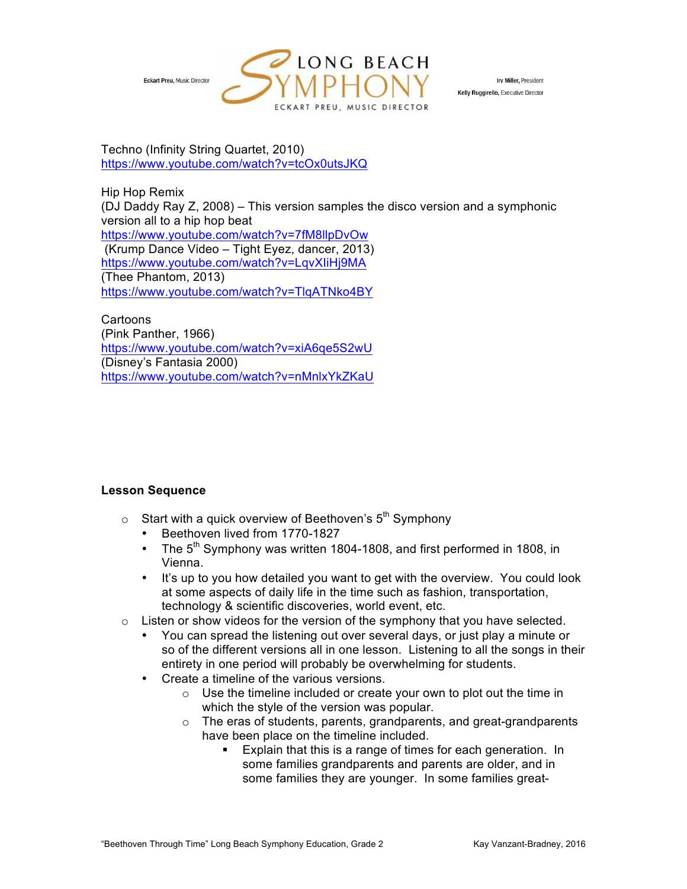Techno (Infinity String Quartet, 2010)
https://www.youtube.com/watch?v=tcOx0utsJKQ

Hip Hop Remix
(DJ Daddy Ray Z, 2008) – This version samples the disco version and a symphonic version all to a hip hop beat
https://www.youtube.com/watch?v=7fM8llpDvOw
(Krump Dance Video – Tight Eyez, dancer, 2013)
https://www.youtube.com/watch?v=LqvXIiHj9MA
(Thee Phantom, 2013)
https://www.youtube.com/watch?v=TlqATNko4BY

Cartoons
(Pink Panther, 1966)
https://www.youtube.com/watch?v=xiA6qe5S2wU
(Disney's Fantasia 2000)
https://www.youtube.com/watch?v=nMnlxYkZKaU

**Lesson Sequence**

- Start with a quick overview of Beethoven's 5th Symphony
  - Beethoven lived from 1770-1827
  - The 5th Symphony was written 1804-1808, and first performed in 1808, in Vienna.
  - It's up to you how detailed you want to get with the overview. You could look at some aspects of daily life in the time such as fashion, transportation, technology & scientific discoveries, world event, etc.
- Listen or show videos for the version of the symphony that you have selected.
  - You can spread the listening out over several days, or just play a minute or so of the different versions all in one lesson. Listening to all the songs in their entirety in one period will probably be overwhelming for students.
  - Create a timeline of the various versions.
    - Use the timeline included or create your own to plot out the time in which the style of the version was popular.
    - The eras of students, parents, grandparents, and great-grandparents have been place on the timeline included.
      - Explain that this is a range of times for each generation. In some families grandparents and parents are older, and in some families they are younger. In some families great-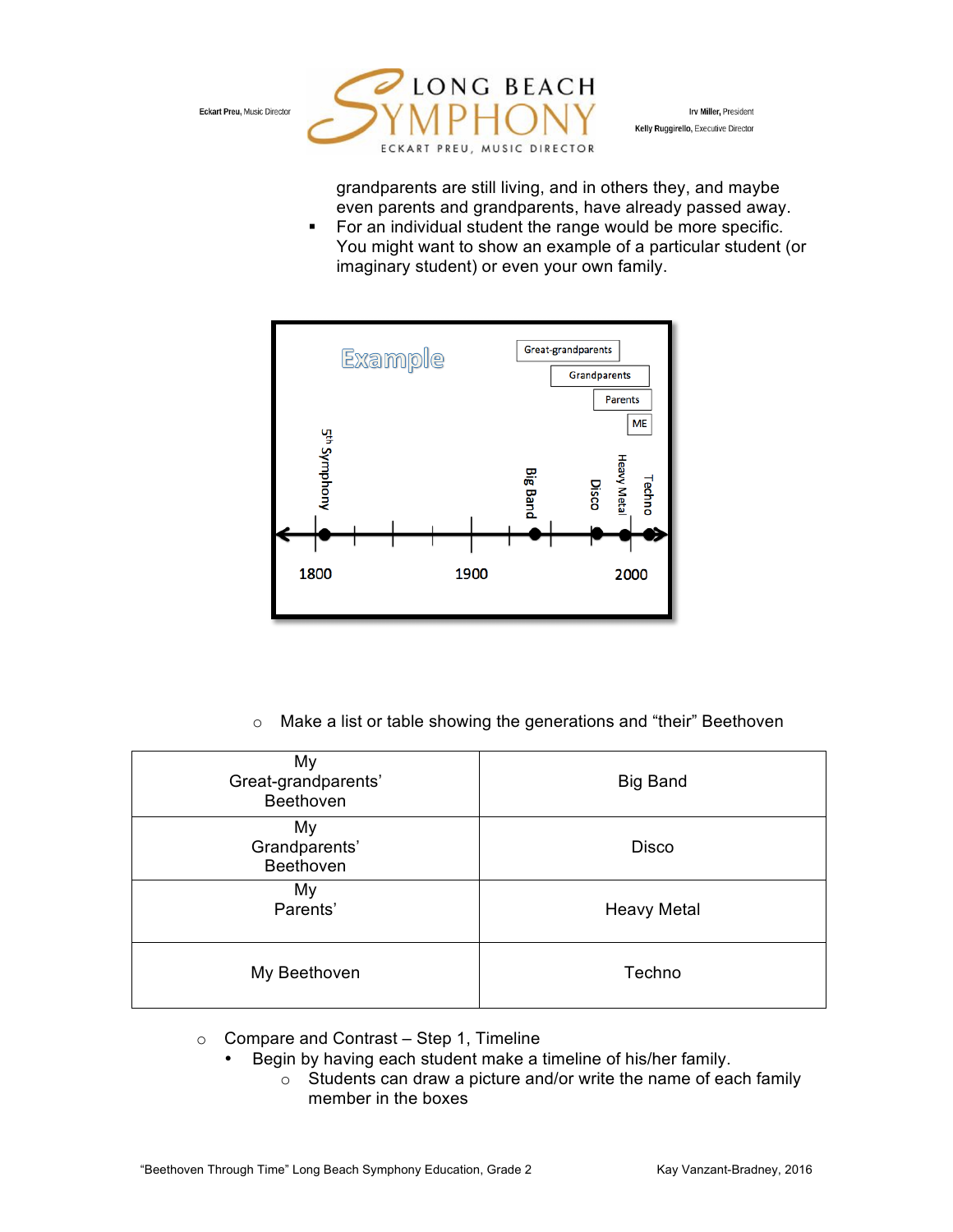grandparents are still living, and in others they, and maybe even parents and grandparents, have already passed away.

- For an individual student the range would be more specific. You might want to show an example of a particular student (or imaginary student) or even your own family.

Example

Great-grandparents

Grandparents

Parents

ME

5th Symphony — Big Band — Disco — Heavy Metal — Techno

1800 — 1900 — 2000

- Make a list or table showing the generations and "their" Beethoven

| | |
|---|---|
| My Great-grandparents' Beethoven | Big Band |
| My Grandparents' Beethoven | Disco |
| My Parents' | Heavy Metal |
| My Beethoven | Techno |

- Compare and Contrast – Step 1, Timeline
  - Begin by having each student make a timeline of his/her family.
    - Students can draw a picture and/or write the name of each family member in the boxes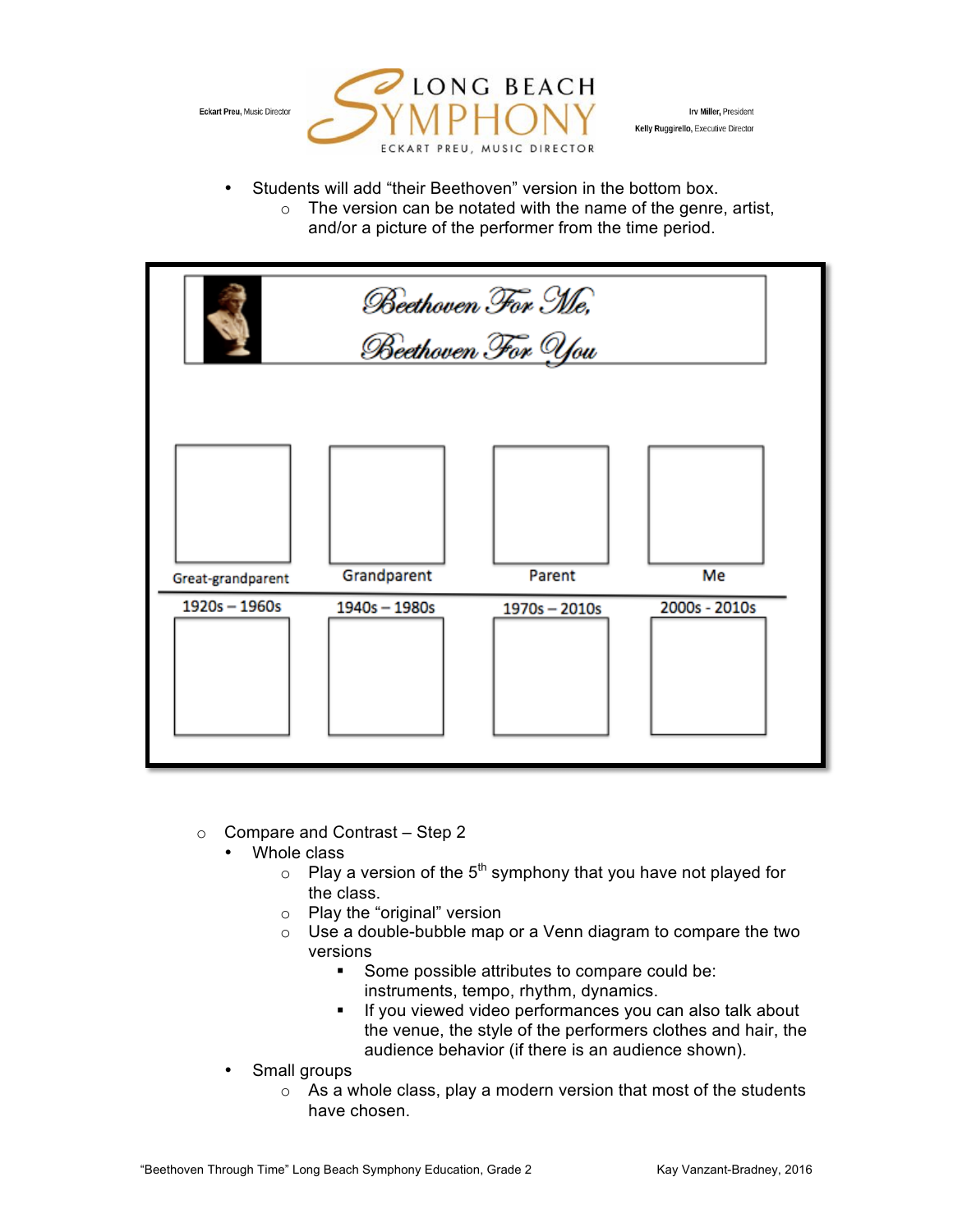- Students will add "their Beethoven" version in the bottom box.
  - The version can be notated with the name of the genre, artist, and/or a picture of the performer from the time period.

**Beethoven For Me, Beethoven For You**

| Great-grandparent | Grandparent | Parent | Me |
|---|---|---|---|
| 1920s – 1960s | 1940s – 1980s | 1970s – 2010s | 2000s - 2010s |
| | | | |

- Compare and Contrast – Step 2
  - Whole class
    - Play a version of the 5th symphony that you have not played for the class.
    - Play the "original" version
    - Use a double-bubble map or a Venn diagram to compare the two versions
      - Some possible attributes to compare could be: instruments, tempo, rhythm, dynamics.
      - If you viewed video performances you can also talk about the venue, the style of the performers clothes and hair, the audience behavior (if there is an audience shown).
  - Small groups
    - As a whole class, play a modern version that most of the students have chosen.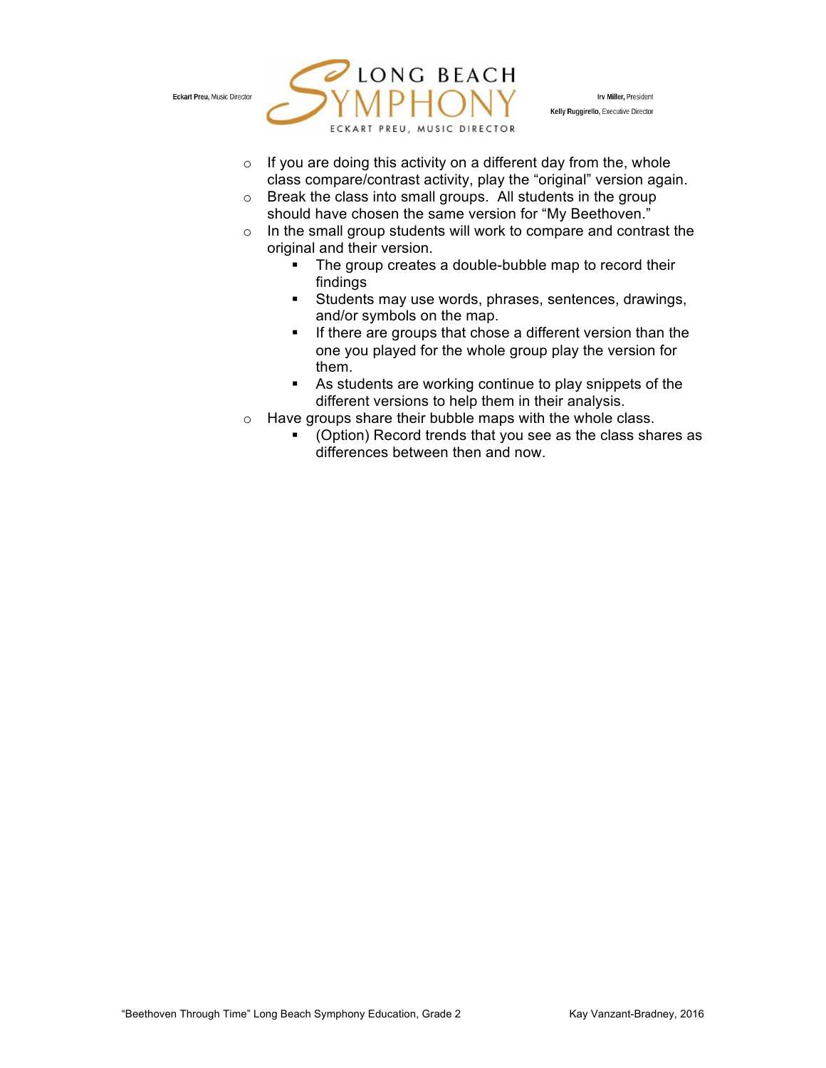- If you are doing this activity on a different day from the, whole class compare/contrast activity, play the "original" version again.
- Break the class into small groups. All students in the group should have chosen the same version for "My Beethoven."
- In the small group students will work to compare and contrast the original and their version.
  - The group creates a double-bubble map to record their findings
  - Students may use words, phrases, sentences, drawings, and/or symbols on the map.
  - If there are groups that chose a different version than the one you played for the whole group play the version for them.
  - As students are working continue to play snippets of the different versions to help them in their analysis.
- Have groups share their bubble maps with the whole class.
  - (Option) Record trends that you see as the class shares as differences between then and now.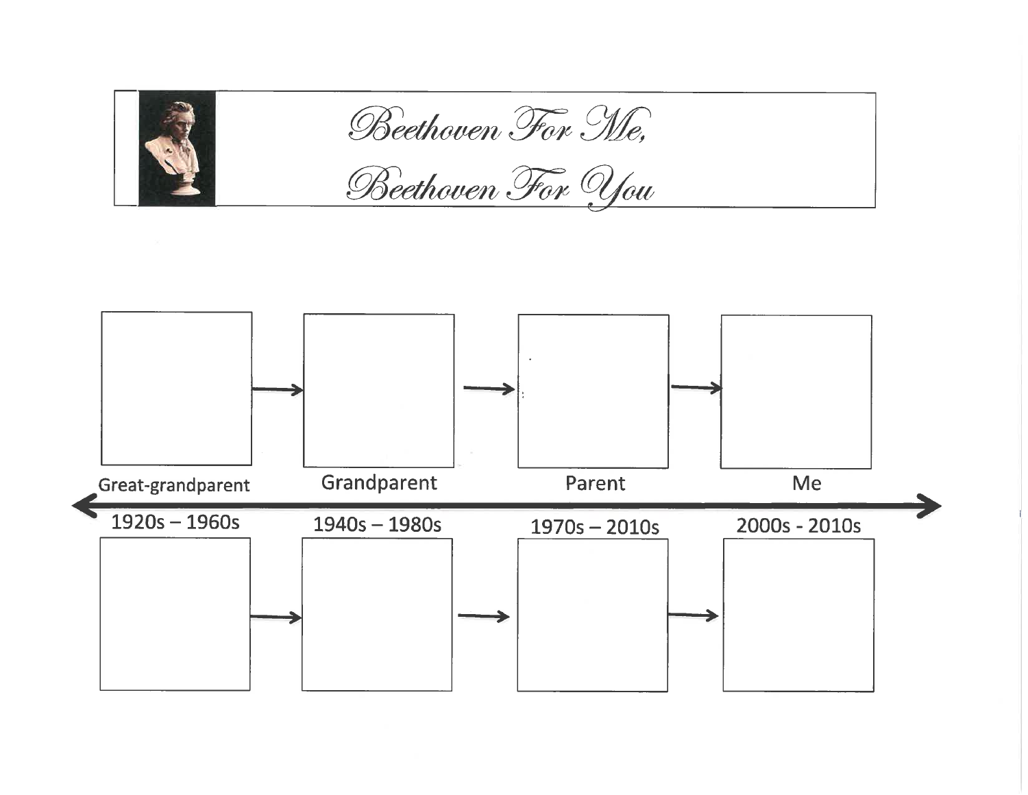# Beethoven For Me, Beethoven For You

| Great-grandparent | Grandparent | Parent | Me |
|---|---|---|---|
| 1920s – 1960s | 1940s – 1980s | 1970s – 2010s | 2000s - 2010s |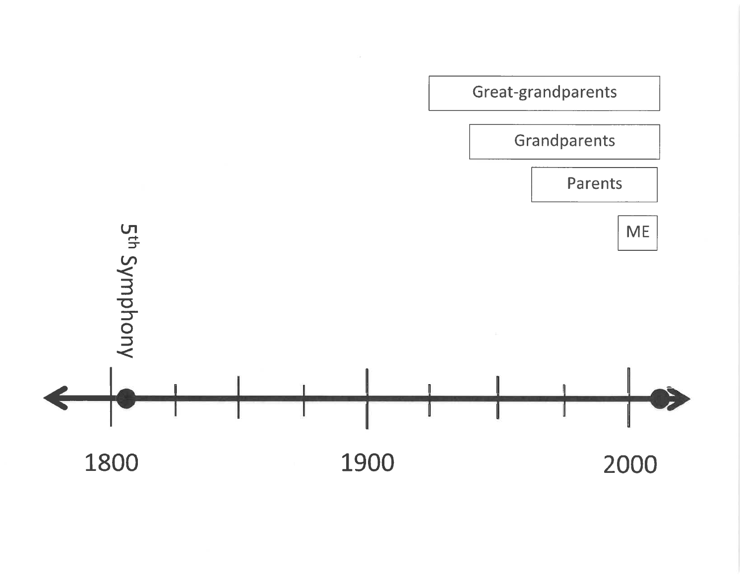Great-grandparents

Grandparents

Parents

ME

5th Symphony

1800

1900

2000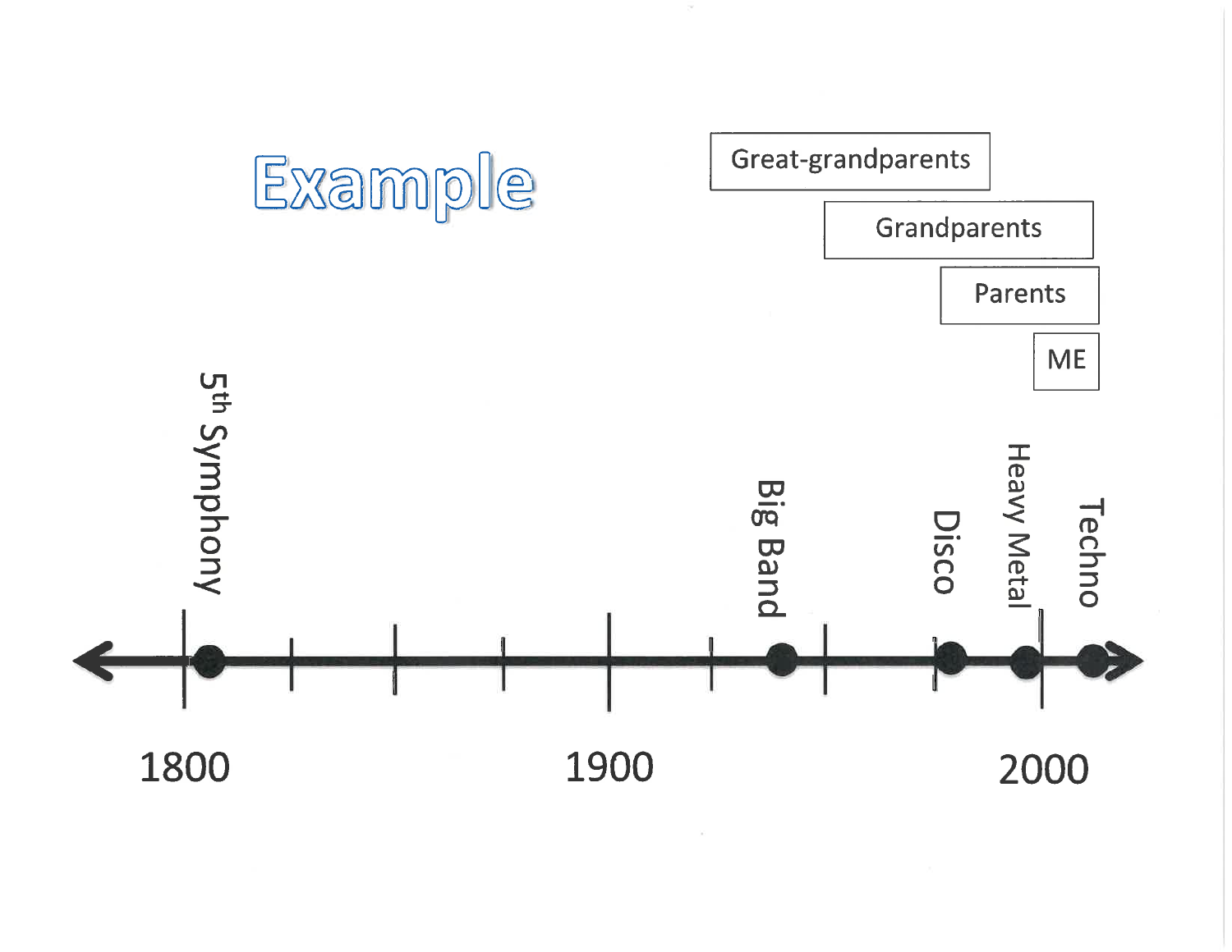# Example

Great-grandparents

Grandparents

Parents

ME

5th Symphony

Big Band

Disco

Heavy Metal

Techno

1800

1900

2000